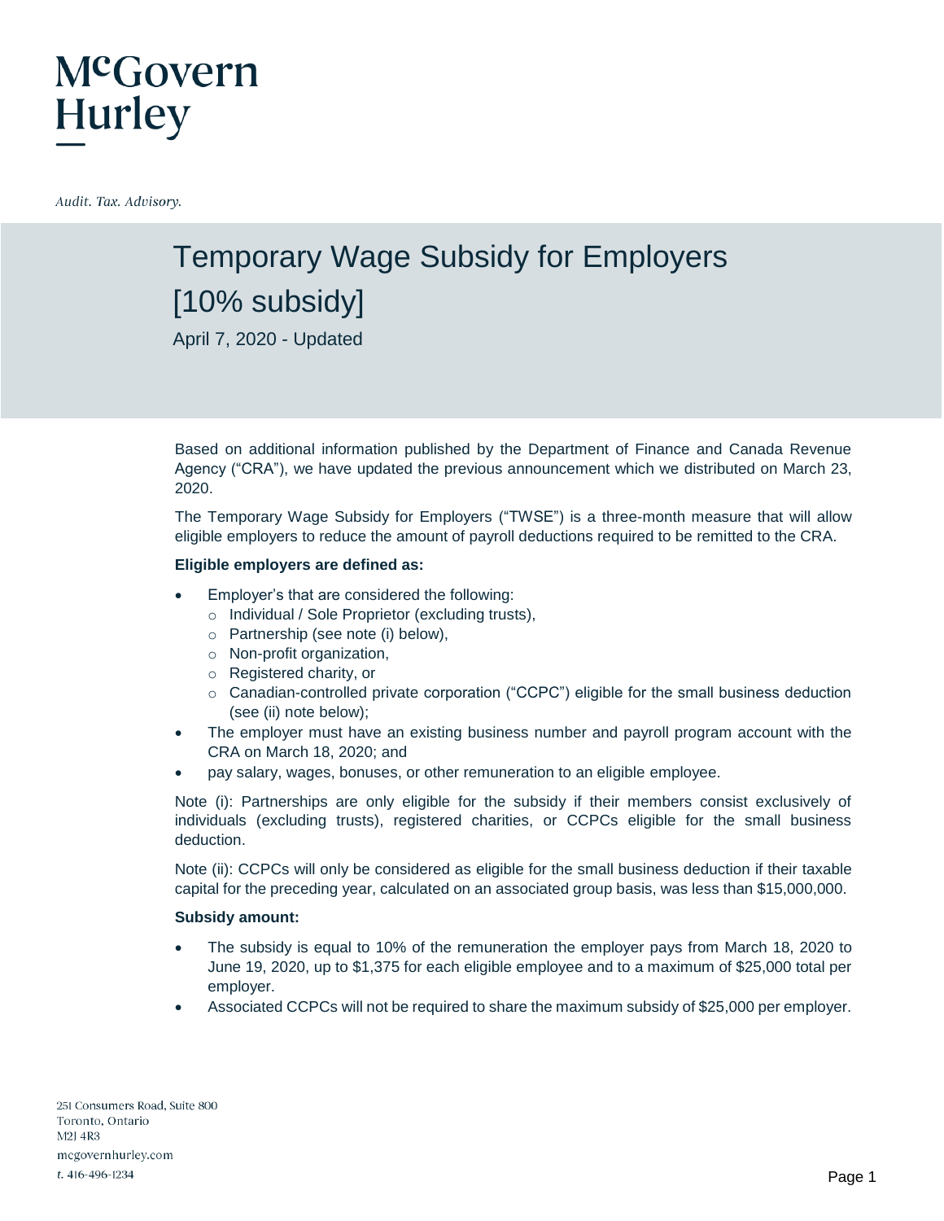McGovern Hurley

*Audit. Tax. Advisory.*

# Temporary Wage Subsidy for Employers [10% subsidy]

April 7, 2020 - Updated

Based on additional information published by the Department of Finance and Canada Revenue Agency ("CRA"), we have updated the previous announcement which we distributed on March 23, 2020.

The Temporary Wage Subsidy for Employers ("TWSE") is a three-month measure that will allow eligible employers to reduce the amount of payroll deductions required to be remitted to the CRA.

**Eligible employers are defined as:**

- Employer's that are considered the following:
  - Individual / Sole Proprietor (excluding trusts),
  - Partnership (see note (i) below),
  - Non-profit organization,
  - Registered charity, or
  - Canadian-controlled private corporation ("CCPC") eligible for the small business deduction (see (ii) note below);
- The employer must have an existing business number and payroll program account with the CRA on March 18, 2020; and
- pay salary, wages, bonuses, or other remuneration to an eligible employee.

Note (i): Partnerships are only eligible for the subsidy if their members consist exclusively of individuals (excluding trusts), registered charities, or CCPCs eligible for the small business deduction.

Note (ii): CCPCs will only be considered as eligible for the small business deduction if their taxable capital for the preceding year, calculated on an associated group basis, was less than $15,000,000.

**Subsidy amount:**

- The subsidy is equal to 10% of the remuneration the employer pays from March 18, 2020 to June 19, 2020, up to $1,375 for each eligible employee and to a maximum of $25,000 total per employer.
- Associated CCPCs will not be required to share the maximum subsidy of $25,000 per employer.

251 Consumers Road, Suite 800
Toronto, Ontario
M2J 4R3
mcgovernhurley.com
t. 416-496-1234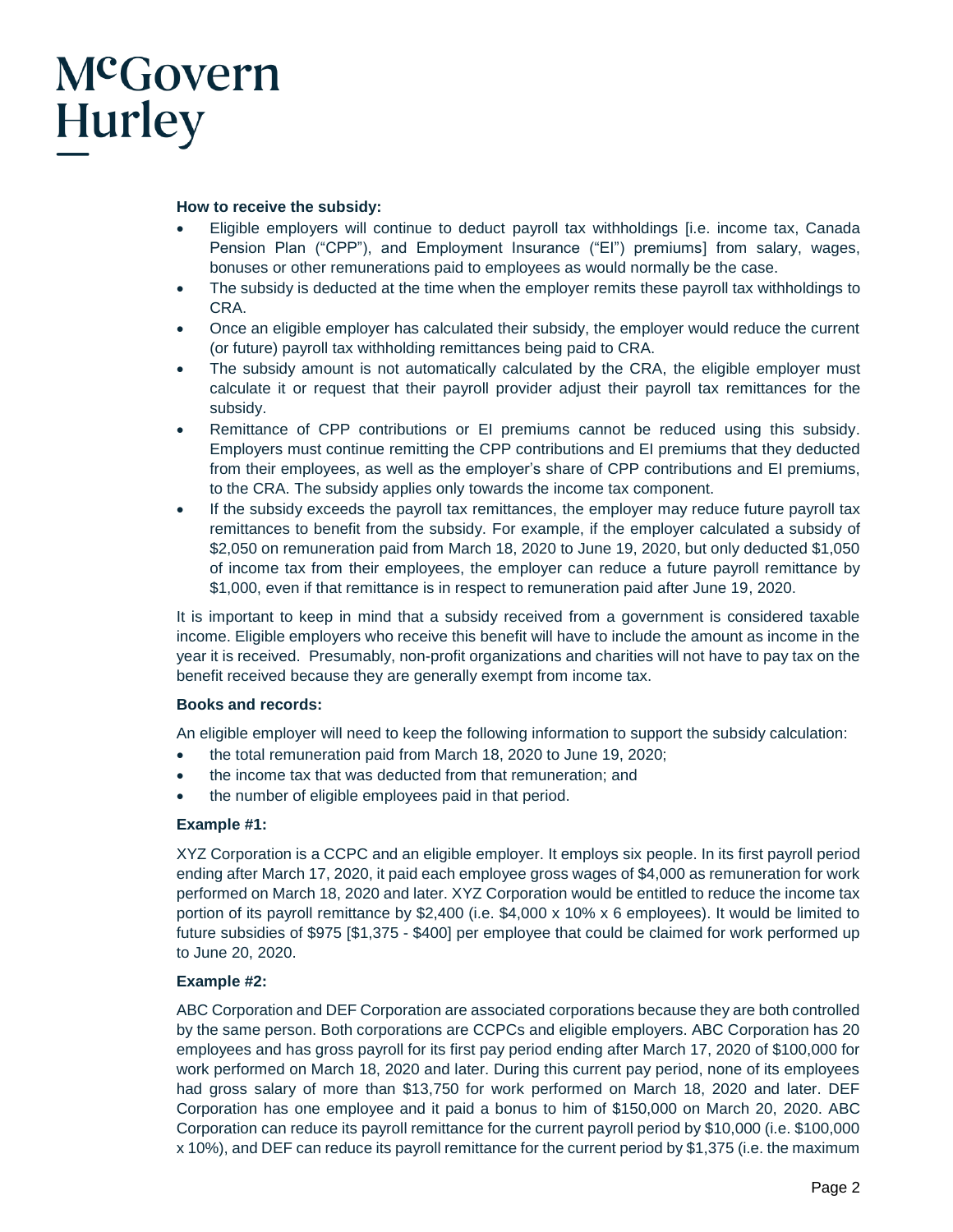**How to receive the subsidy:**

- Eligible employers will continue to deduct payroll tax withholdings [i.e. income tax, Canada Pension Plan ("CPP"), and Employment Insurance ("EI") premiums] from salary, wages, bonuses or other remunerations paid to employees as would normally be the case.
- The subsidy is deducted at the time when the employer remits these payroll tax withholdings to CRA.
- Once an eligible employer has calculated their subsidy, the employer would reduce the current (or future) payroll tax withholding remittances being paid to CRA.
- The subsidy amount is not automatically calculated by the CRA, the eligible employer must calculate it or request that their payroll provider adjust their payroll tax remittances for the subsidy.
- Remittance of CPP contributions or EI premiums cannot be reduced using this subsidy. Employers must continue remitting the CPP contributions and EI premiums that they deducted from their employees, as well as the employer's share of CPP contributions and EI premiums, to the CRA. The subsidy applies only towards the income tax component.
- If the subsidy exceeds the payroll tax remittances, the employer may reduce future payroll tax remittances to benefit from the subsidy. For example, if the employer calculated a subsidy of $2,050 on remuneration paid from March 18, 2020 to June 19, 2020, but only deducted $1,050 of income tax from their employees, the employer can reduce a future payroll remittance by $1,000, even if that remittance is in respect to remuneration paid after June 19, 2020.

It is important to keep in mind that a subsidy received from a government is considered taxable income. Eligible employers who receive this benefit will have to include the amount as income in the year it is received. Presumably, non-profit organizations and charities will not have to pay tax on the benefit received because they are generally exempt from income tax.

**Books and records:**

An eligible employer will need to keep the following information to support the subsidy calculation:

- the total remuneration paid from March 18, 2020 to June 19, 2020;
- the income tax that was deducted from that remuneration; and
- the number of eligible employees paid in that period.

**Example #1:**

XYZ Corporation is a CCPC and an eligible employer. It employs six people. In its first payroll period ending after March 17, 2020, it paid each employee gross wages of $4,000 as remuneration for work performed on March 18, 2020 and later. XYZ Corporation would be entitled to reduce the income tax portion of its payroll remittance by $2,400 (i.e. $4,000 x 10% x 6 employees). It would be limited to future subsidies of $975 [$1,375 - $400] per employee that could be claimed for work performed up to June 20, 2020.

**Example #2:**

ABC Corporation and DEF Corporation are associated corporations because they are both controlled by the same person. Both corporations are CCPCs and eligible employers. ABC Corporation has 20 employees and has gross payroll for its first pay period ending after March 17, 2020 of $100,000 for work performed on March 18, 2020 and later. During this current pay period, none of its employees had gross salary of more than $13,750 for work performed on March 18, 2020 and later. DEF Corporation has one employee and it paid a bonus to him of $150,000 on March 20, 2020. ABC Corporation can reduce its payroll remittance for the current payroll period by $10,000 (i.e. $100,000 x 10%), and DEF can reduce its payroll remittance for the current period by $1,375 (i.e. the maximum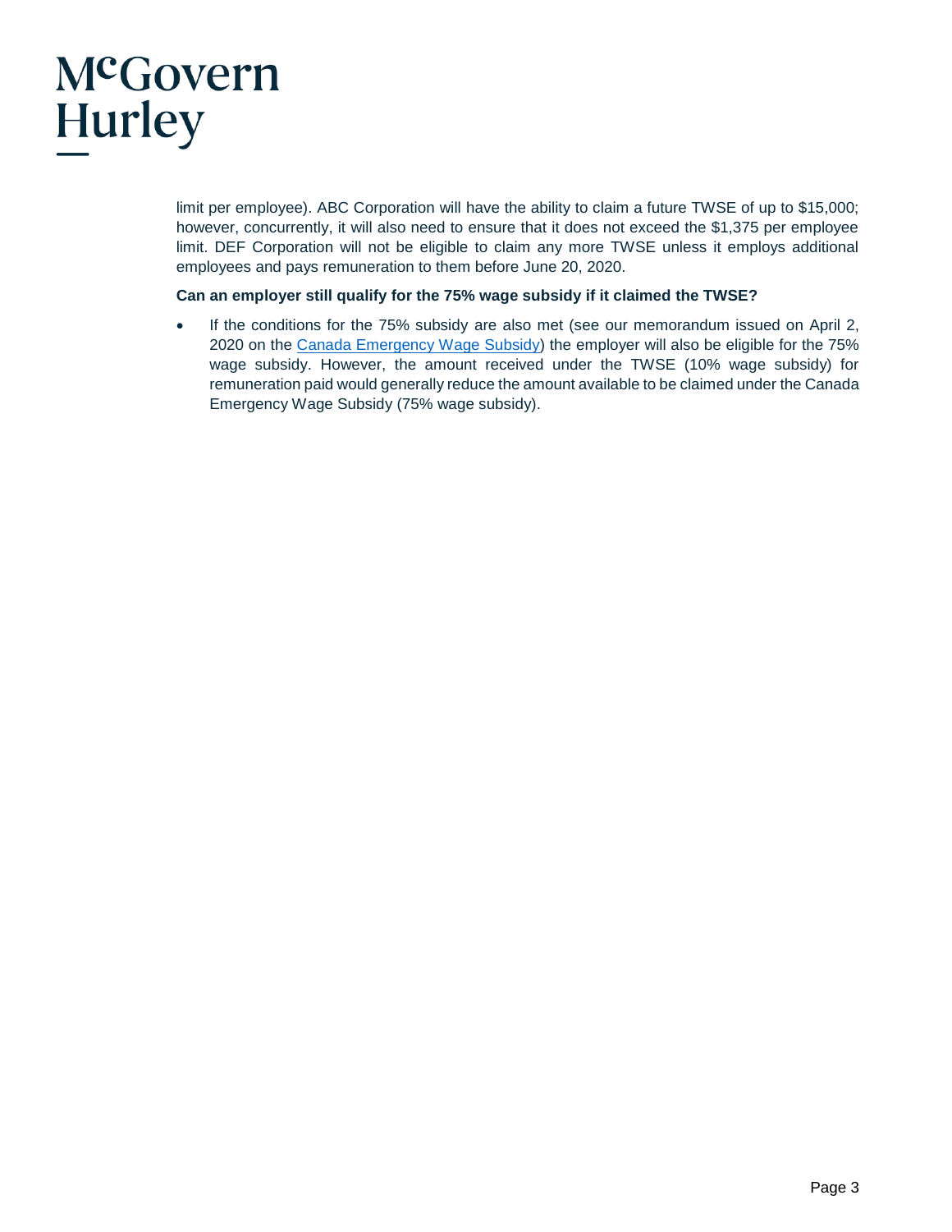limit per employee). ABC Corporation will have the ability to claim a future TWSE of up to $15,000; however, concurrently, it will also need to ensure that it does not exceed the $1,375 per employee limit. DEF Corporation will not be eligible to claim any more TWSE unless it employs additional employees and pays remuneration to them before June 20, 2020.

**Can an employer still qualify for the 75% wage subsidy if it claimed the TWSE?**

- If the conditions for the 75% subsidy are also met (see our memorandum issued on April 2, 2020 on the Canada Emergency Wage Subsidy) the employer will also be eligible for the 75% wage subsidy. However, the amount received under the TWSE (10% wage subsidy) for remuneration paid would generally reduce the amount available to be claimed under the Canada Emergency Wage Subsidy (75% wage subsidy).